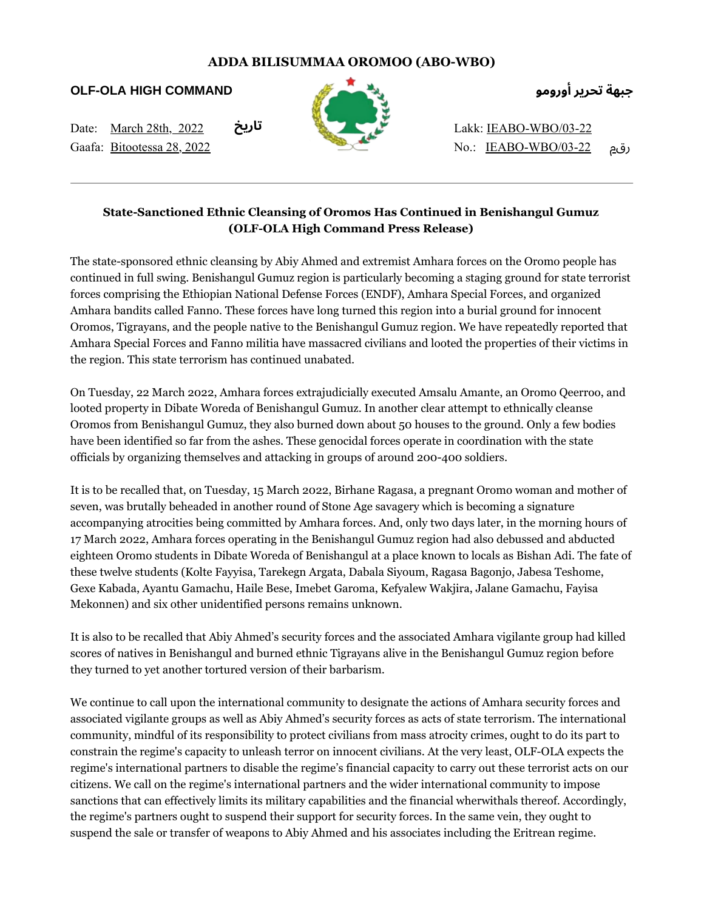**ADDA BILISUMMAA OROMOO (ABO-WBO)**

**OLF-OLA HIGH COMMAND** | **جبهة تحرير أورومو**

Date: March 28th, 2022 تاريخ
Gaafa: Bitootessa 28, 2022

Lakk: IEABO-WBO/03-22
No.: IEABO-WBO/03-22 رقم

---

## State-Sanctioned Ethnic Cleansing of Oromos Has Continued in Benishangul Gumuz (OLF-OLA High Command Press Release)

The state-sponsored ethnic cleansing by Abiy Ahmed and extremist Amhara forces on the Oromo people has continued in full swing. Benishangul Gumuz region is particularly becoming a staging ground for state terrorist forces comprising the Ethiopian National Defense Forces (ENDF), Amhara Special Forces, and organized Amhara bandits called Fanno. These forces have long turned this region into a burial ground for innocent Oromos, Tigrayans, and the people native to the Benishangul Gumuz region. We have repeatedly reported that Amhara Special Forces and Fanno militia have massacred civilians and looted the properties of their victims in the region. This state terrorism has continued unabated.

On Tuesday, 22 March 2022, Amhara forces extrajudicially executed Amsalu Amante, an Oromo Qeerroo, and looted property in Dibate Woreda of Benishangul Gumuz. In another clear attempt to ethnically cleanse Oromos from Benishangul Gumuz, they also burned down about 50 houses to the ground. Only a few bodies have been identified so far from the ashes. These genocidal forces operate in coordination with the state officials by organizing themselves and attacking in groups of around 200-400 soldiers.

It is to be recalled that, on Tuesday, 15 March 2022, Birhane Ragasa, a pregnant Oromo woman and mother of seven, was brutally beheaded in another round of Stone Age savagery which is becoming a signature accompanying atrocities being committed by Amhara forces. And, only two days later, in the morning hours of 17 March 2022, Amhara forces operating in the Benishangul Gumuz region had also debussed and abducted eighteen Oromo students in Dibate Woreda of Benishangul at a place known to locals as Bishan Adi. The fate of these twelve students (Kolte Fayyisa, Tarekegn Argata, Dabala Siyoum, Ragasa Bagonjo, Jabesa Teshome, Gexe Kabada, Ayantu Gamachu, Haile Bese, Imebet Garoma, Kefyalew Wakjira, Jalane Gamachu, Fayisa Mekonnen) and six other unidentified persons remains unknown.

It is also to be recalled that Abiy Ahmed's security forces and the associated Amhara vigilante group had killed scores of natives in Benishangul and burned ethnic Tigrayans alive in the Benishangul Gumuz region before they turned to yet another tortured version of their barbarism.

We continue to call upon the international community to designate the actions of Amhara security forces and associated vigilante groups as well as Abiy Ahmed's security forces as acts of state terrorism. The international community, mindful of its responsibility to protect civilians from mass atrocity crimes, ought to do its part to constrain the regime's capacity to unleash terror on innocent civilians. At the very least, OLF-OLA expects the regime's international partners to disable the regime's financial capacity to carry out these terrorist acts on our citizens. We call on the regime's international partners and the wider international community to impose sanctions that can effectively limits its military capabilities and the financial wherwithals thereof. Accordingly, the regime's partners ought to suspend their support for security forces. In the same vein, they ought to suspend the sale or transfer of weapons to Abiy Ahmed and his associates including the Eritrean regime.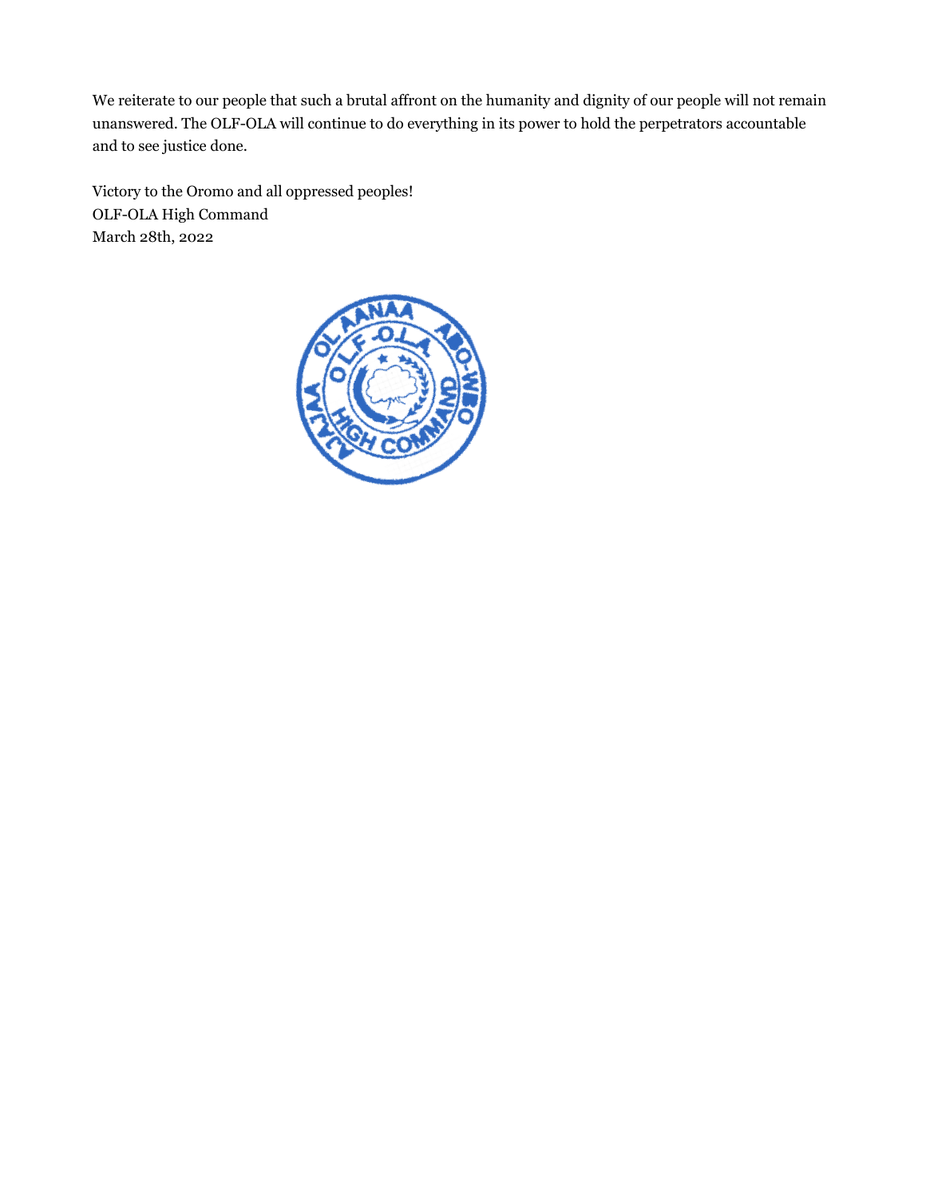We reiterate to our people that such a brutal affront on the humanity and dignity of our people will not remain unanswered. The OLF-OLA will continue to do everything in its power to hold the perpetrators accountable and to see justice done.

Victory to the Oromo and all oppressed peoples!
OLF-OLA High Command
March 28th, 2022